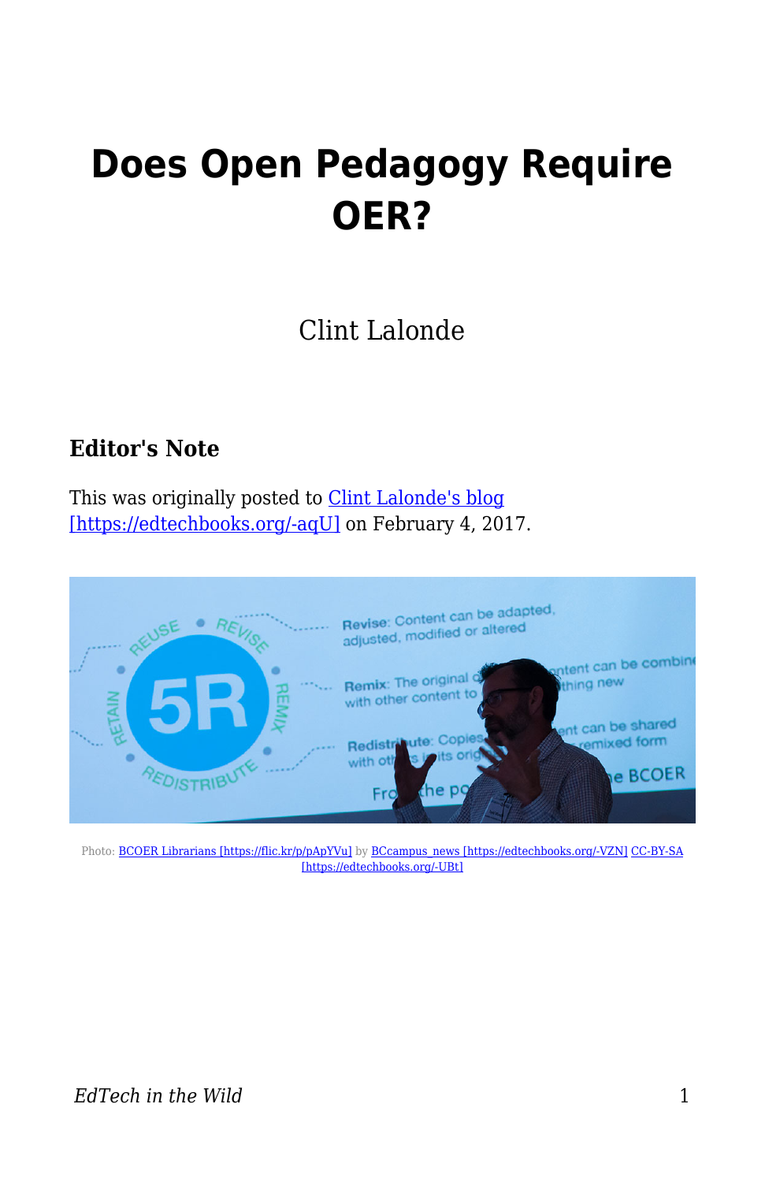# Does Open Pedagogy Require OER?

Clint Lalonde

### Editor's Note

This was originally posted to [Clint Lalonde's blog [https://edtechbooks.org/-aqU]](https://edtechbooks.org/-aqU) on February 4, 2017.

Photo: [BCOER Librarians [https://flic.kr/p/pApYVu]](https://flic.kr/p/pApYVu) by [BCcampus_news [https://edtechbooks.org/-VZN]](https://edtechbooks.org/-VZN) [CC-BY-SA [https://edtechbooks.org/-UBt]](https://edtechbooks.org/-UBt)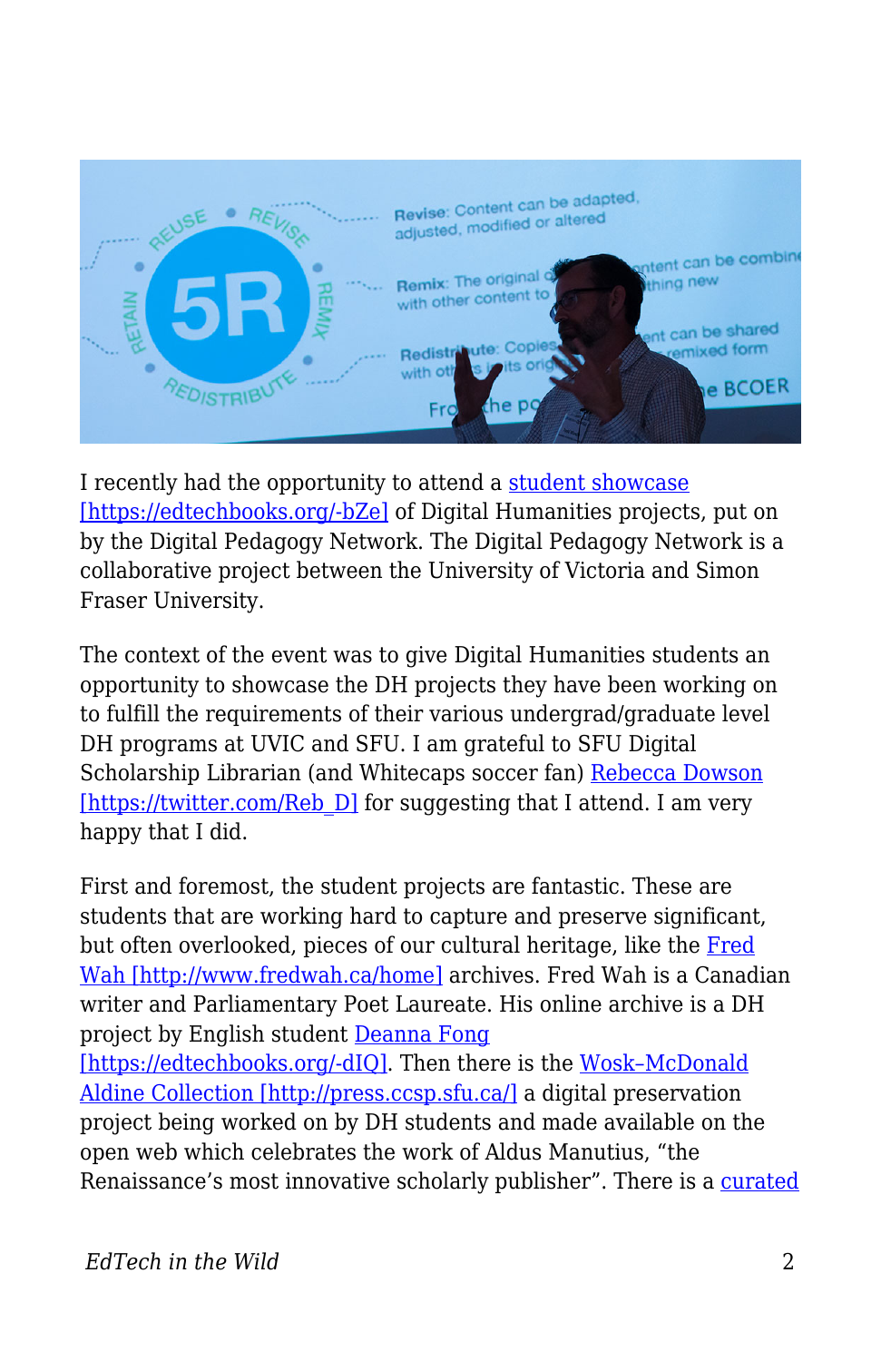I recently had the opportunity to attend a [student showcase [https://edtechbooks.org/-bZe]](https://edtechbooks.org/-bZe) of Digital Humanities projects, put on by the Digital Pedagogy Network. The Digital Pedagogy Network is a collaborative project between the University of Victoria and Simon Fraser University.

The context of the event was to give Digital Humanities students an opportunity to showcase the DH projects they have been working on to fulfill the requirements of their various undergrad/graduate level DH programs at UVIC and SFU. I am grateful to SFU Digital Scholarship Librarian (and Whitecaps soccer fan) [Rebecca Dowson [https://twitter.com/Reb_D]](https://twitter.com/Reb_D) for suggesting that I attend. I am very happy that I did.

First and foremost, the student projects are fantastic. These are students that are working hard to capture and preserve significant, but often overlooked, pieces of our cultural heritage, like the [Fred Wah [http://www.fredwah.ca/home]](http://www.fredwah.ca/home) archives. Fred Wah is a Canadian writer and Parliamentary Poet Laureate. His online archive is a DH project by English student [Deanna Fong [https://edtechbooks.org/-dIQ]](https://edtechbooks.org/-dIQ). Then there is the [Wosk–McDonald Aldine Collection [http://press.ccsp.sfu.ca/]](http://press.ccsp.sfu.ca/) a digital preservation project being worked on by DH students and made available on the open web which celebrates the work of Aldus Manutius, "the Renaissance's most innovative scholarly publisher". There is a curated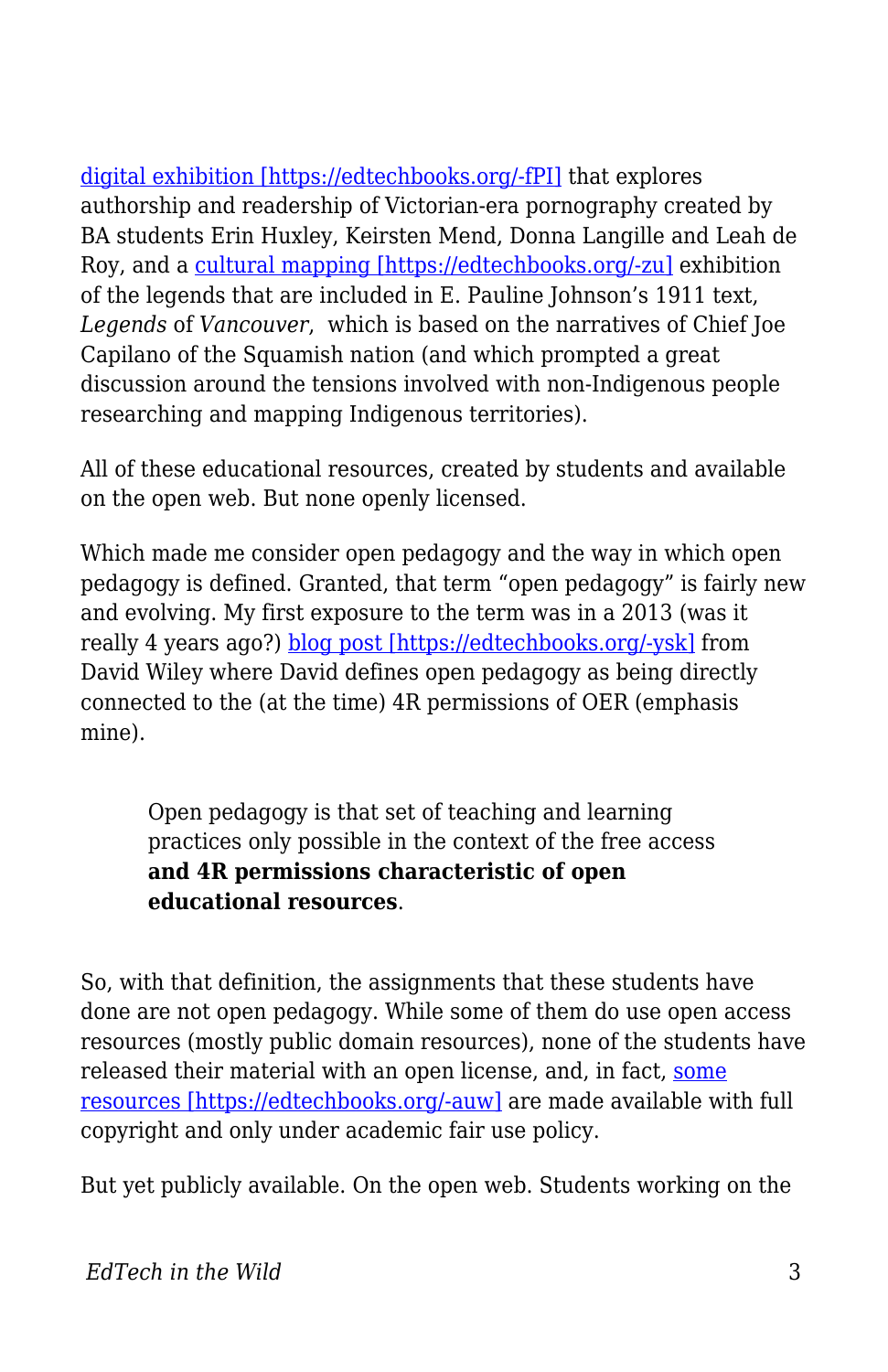[digital exhibition [https://edtechbooks.org/-fPI]](https://edtechbooks.org/-fPI) that explores authorship and readership of Victorian-era pornography created by BA students Erin Huxley, Keirsten Mend, Donna Langille and Leah de Roy, and a [cultural mapping [https://edtechbooks.org/-zu]](https://edtechbooks.org/-zu) exhibition of the legends that are included in E. Pauline Johnson's 1911 text, *Legends* of *Vancouver*, which is based on the narratives of Chief Joe Capilano of the Squamish nation (and which prompted a great discussion around the tensions involved with non-Indigenous people researching and mapping Indigenous territories).

All of these educational resources, created by students and available on the open web. But none openly licensed.

Which made me consider open pedagogy and the way in which open pedagogy is defined. Granted, that term "open pedagogy" is fairly new and evolving. My first exposure to the term was in a 2013 (was it really 4 years ago?) [blog post [https://edtechbooks.org/-ysk]](https://edtechbooks.org/-ysk) from David Wiley where David defines open pedagogy as being directly connected to the (at the time) 4R permissions of OER (emphasis mine).

> Open pedagogy is that set of teaching and learning practices only possible in the context of the free access **and 4R permissions characteristic of open educational resources**.

So, with that definition, the assignments that these students have done are not open pedagogy. While some of them do use open access resources (mostly public domain resources), none of the students have released their material with an open license, and, in fact, [some resources [https://edtechbooks.org/-auw]](https://edtechbooks.org/-auw) are made available with full copyright and only under academic fair use policy.

But yet publicly available. On the open web. Students working on the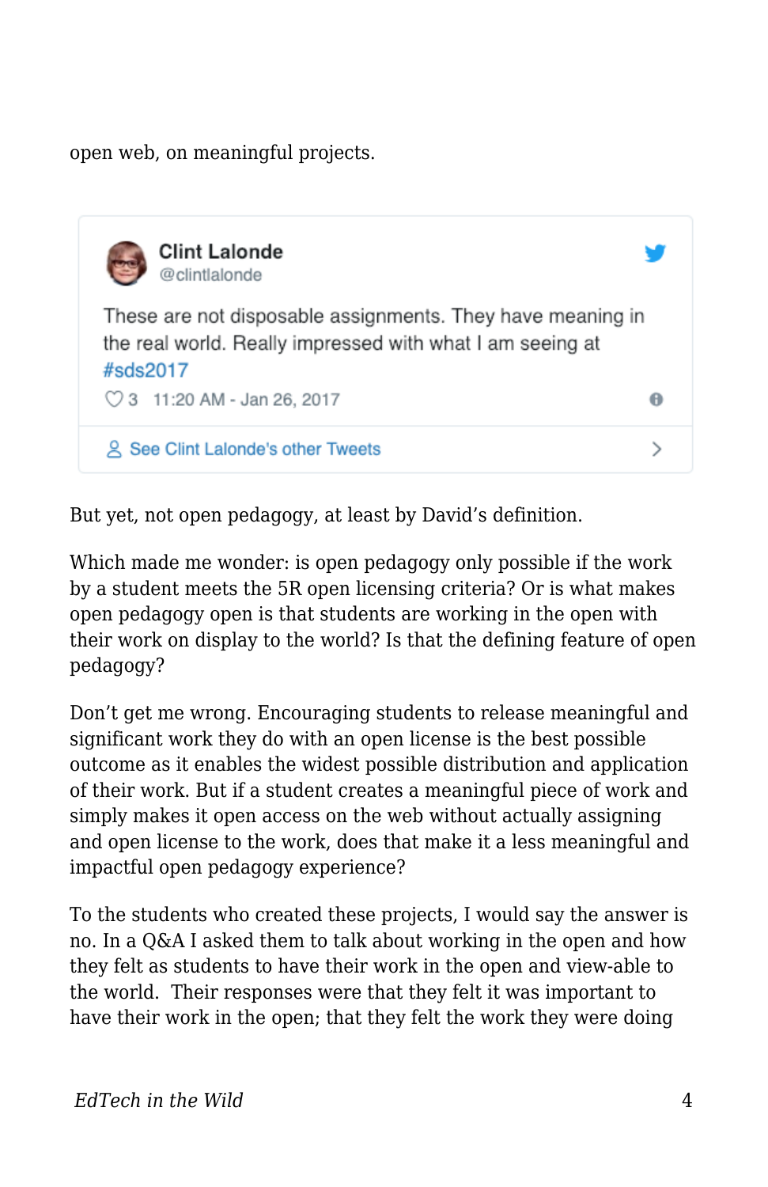open web, on meaningful projects.

> **Clint Lalonde** @clintlalonde
>
> These are not disposable assignments. They have meaning in the real world. Really impressed with what I am seeing at #sds2017
>
> 3 11:20 AM - Jan 26, 2017
>
> See Clint Lalonde's other Tweets

But yet, not open pedagogy, at least by David's definition.

Which made me wonder: is open pedagogy only possible if the work by a student meets the 5R open licensing criteria? Or is what makes open pedagogy open is that students are working in the open with their work on display to the world? Is that the defining feature of open pedagogy?

Don't get me wrong. Encouraging students to release meaningful and significant work they do with an open license is the best possible outcome as it enables the widest possible distribution and application of their work. But if a student creates a meaningful piece of work and simply makes it open access on the web without actually assigning and open license to the work, does that make it a less meaningful and impactful open pedagogy experience?

To the students who created these projects, I would say the answer is no. In a Q&A I asked them to talk about working in the open and how they felt as students to have their work in the open and view-able to the world. Their responses were that they felt it was important to have their work in the open; that they felt the work they were doing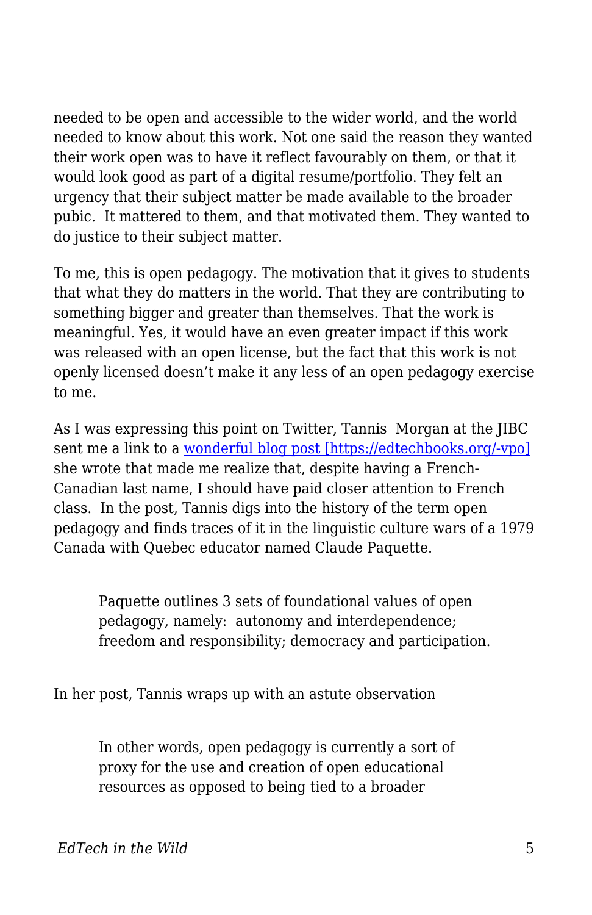needed to be open and accessible to the wider world, and the world needed to know about this work. Not one said the reason they wanted their work open was to have it reflect favourably on them, or that it would look good as part of a digital resume/portfolio. They felt an urgency that their subject matter be made available to the broader pubic. It mattered to them, and that motivated them. They wanted to do justice to their subject matter.

To me, this is open pedagogy. The motivation that it gives to students that what they do matters in the world. That they are contributing to something bigger and greater than themselves. That the work is meaningful. Yes, it would have an even greater impact if this work was released with an open license, but the fact that this work is not openly licensed doesn't make it any less of an open pedagogy exercise to me.

As I was expressing this point on Twitter, Tannis Morgan at the JIBC sent me a link to a [wonderful blog post [https://edtechbooks.org/-vpo]](https://edtechbooks.org/-vpo) she wrote that made me realize that, despite having a French-Canadian last name, I should have paid closer attention to French class. In the post, Tannis digs into the history of the term open pedagogy and finds traces of it in the linguistic culture wars of a 1979 Canada with Quebec educator named Claude Paquette.

> Paquette outlines 3 sets of foundational values of open pedagogy, namely: autonomy and interdependence; freedom and responsibility; democracy and participation.

In her post, Tannis wraps up with an astute observation

> In other words, open pedagogy is currently a sort of proxy for the use and creation of open educational resources as opposed to being tied to a broader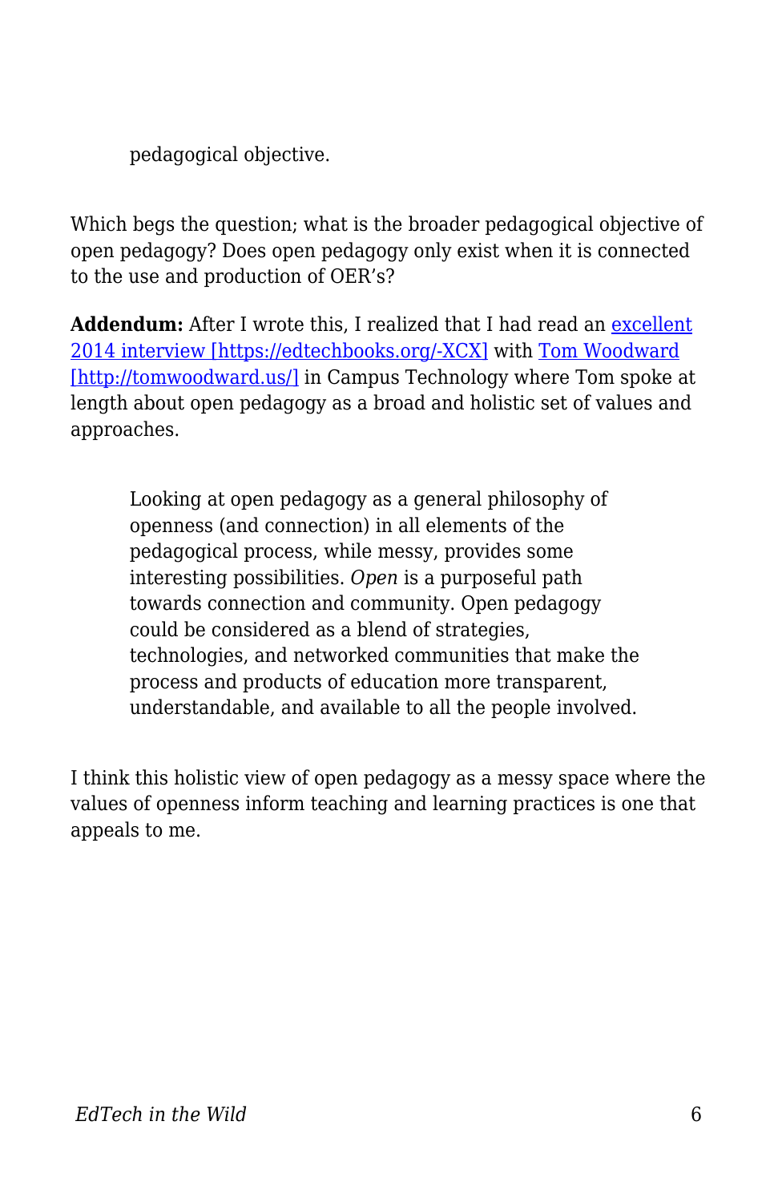> pedagogical objective.

Which begs the question; what is the broader pedagogical objective of open pedagogy? Does open pedagogy only exist when it is connected to the use and production of OER's?

**Addendum:** After I wrote this, I realized that I had read an excellent 2014 interview [https://edtechbooks.org/-XCX] with Tom Woodward [http://tomwoodward.us/] in Campus Technology where Tom spoke at length about open pedagogy as a broad and holistic set of values and approaches.

> Looking at open pedagogy as a general philosophy of openness (and connection) in all elements of the pedagogical process, while messy, provides some interesting possibilities. *Open* is a purposeful path towards connection and community. Open pedagogy could be considered as a blend of strategies, technologies, and networked communities that make the process and products of education more transparent, understandable, and available to all the people involved.

I think this holistic view of open pedagogy as a messy space where the values of openness inform teaching and learning practices is one that appeals to me.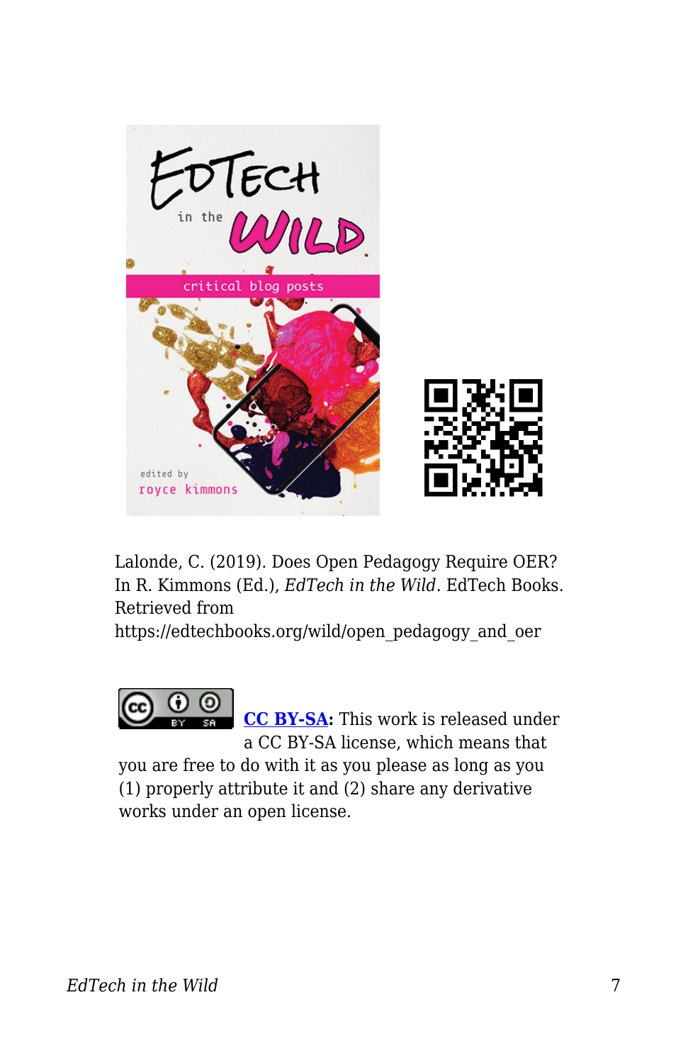Lalonde, C. (2019). Does Open Pedagogy Require OER? In R. Kimmons (Ed.), *EdTech in the Wild*. EdTech Books. Retrieved from https://edtechbooks.org/wild/open_pedagogy_and_oer

**CC BY-SA:** This work is released under a CC BY-SA license, which means that you are free to do with it as you please as long as you (1) properly attribute it and (2) share any derivative works under an open license.